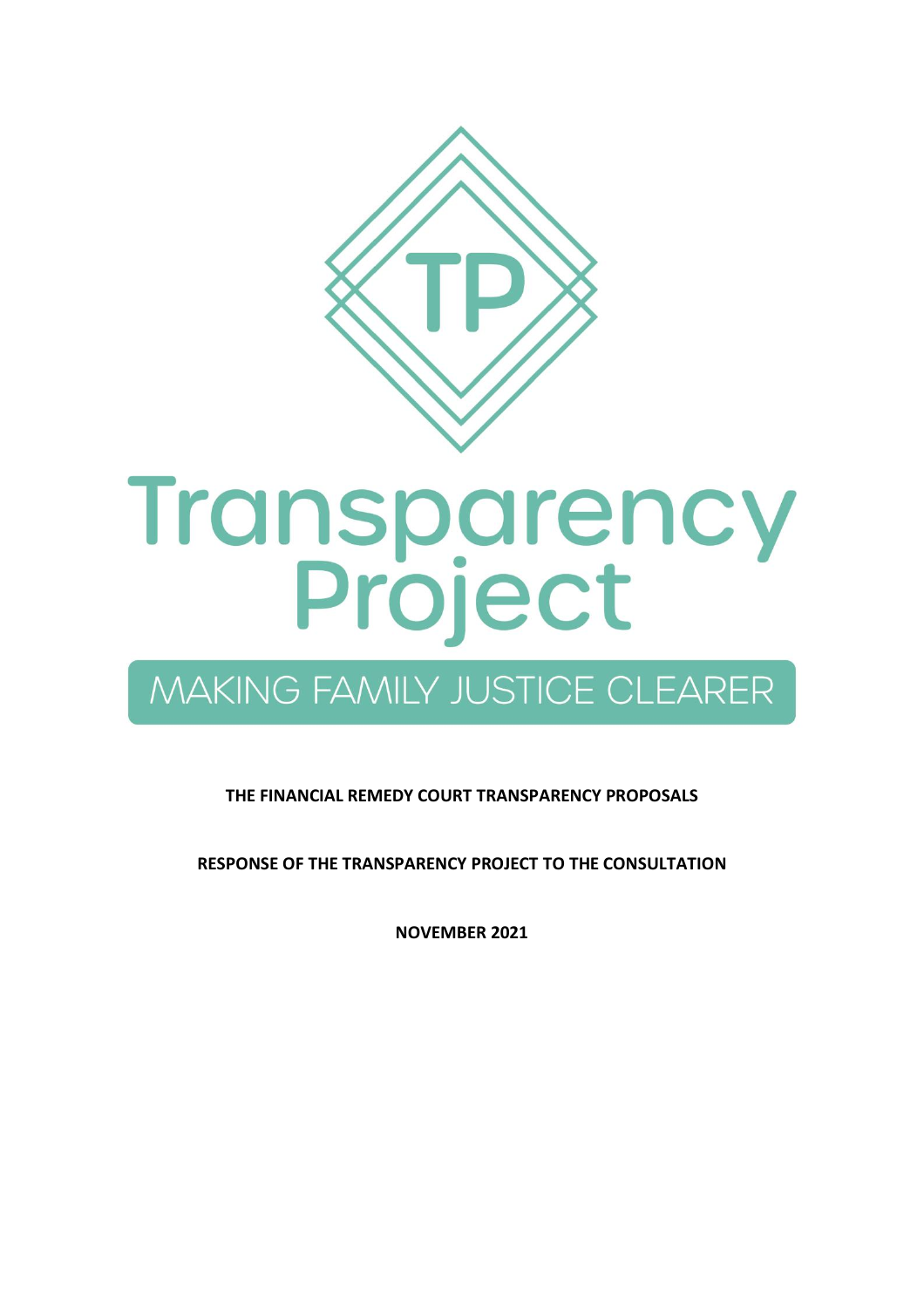# Transparency Project

MAKING FAMILY JUSTICE CLEARER

**THE FINANCIAL REMEDY COURT TRANSPARENCY PROPOSALS**

**RESPONSE OF THE TRANSPARENCY PROJECT TO THE CONSULTATION**

**NOVEMBER 2021**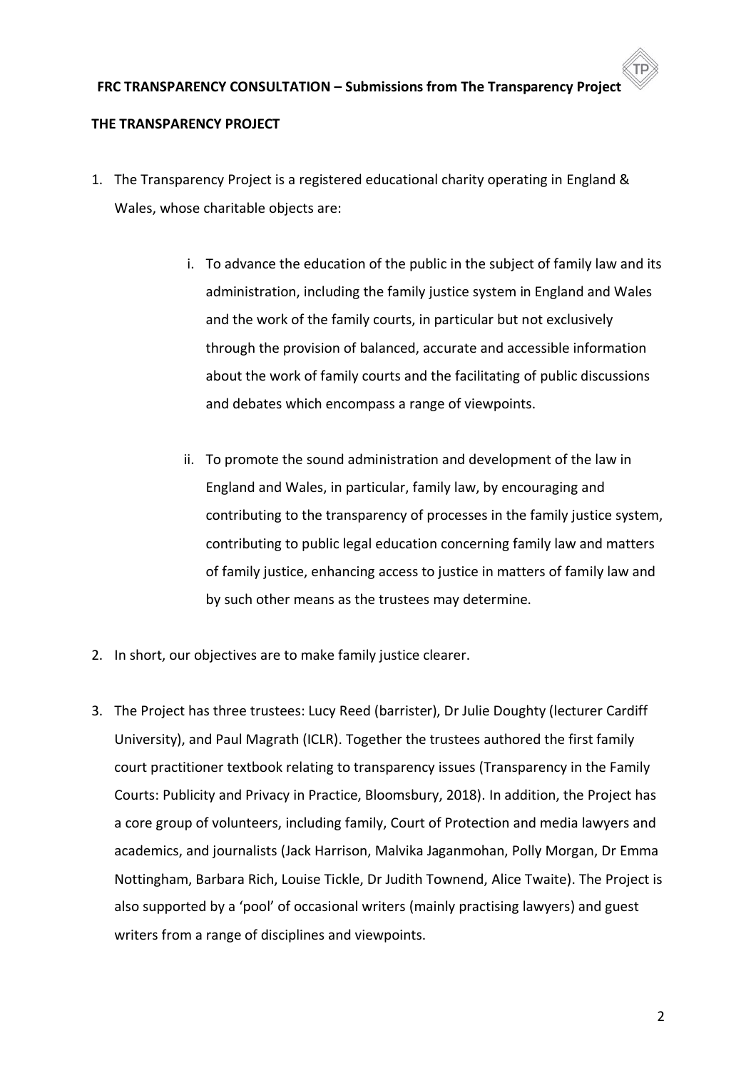## THE TRANSPARENCY PROJECT

1. The Transparency Project is a registered educational charity operating in England & Wales, whose charitable objects are:

    i. To advance the education of the public in the subject of family law and its administration, including the family justice system in England and Wales and the work of the family courts, in particular but not exclusively through the provision of balanced, accurate and accessible information about the work of family courts and the facilitating of public discussions and debates which encompass a range of viewpoints.

    ii. To promote the sound administration and development of the law in England and Wales, in particular, family law, by encouraging and contributing to the transparency of processes in the family justice system, contributing to public legal education concerning family law and matters of family justice, enhancing access to justice in matters of family law and by such other means as the trustees may determine.

2. In short, our objectives are to make family justice clearer.

3. The Project has three trustees: Lucy Reed (barrister), Dr Julie Doughty (lecturer Cardiff University), and Paul Magrath (ICLR). Together the trustees authored the first family court practitioner textbook relating to transparency issues (Transparency in the Family Courts: Publicity and Privacy in Practice, Bloomsbury, 2018). In addition, the Project has a core group of volunteers, including family, Court of Protection and media lawyers and academics, and journalists (Jack Harrison, Malvika Jaganmohan, Polly Morgan, Dr Emma Nottingham, Barbara Rich, Louise Tickle, Dr Judith Townend, Alice Twaite). The Project is also supported by a 'pool' of occasional writers (mainly practising lawyers) and guest writers from a range of disciplines and viewpoints.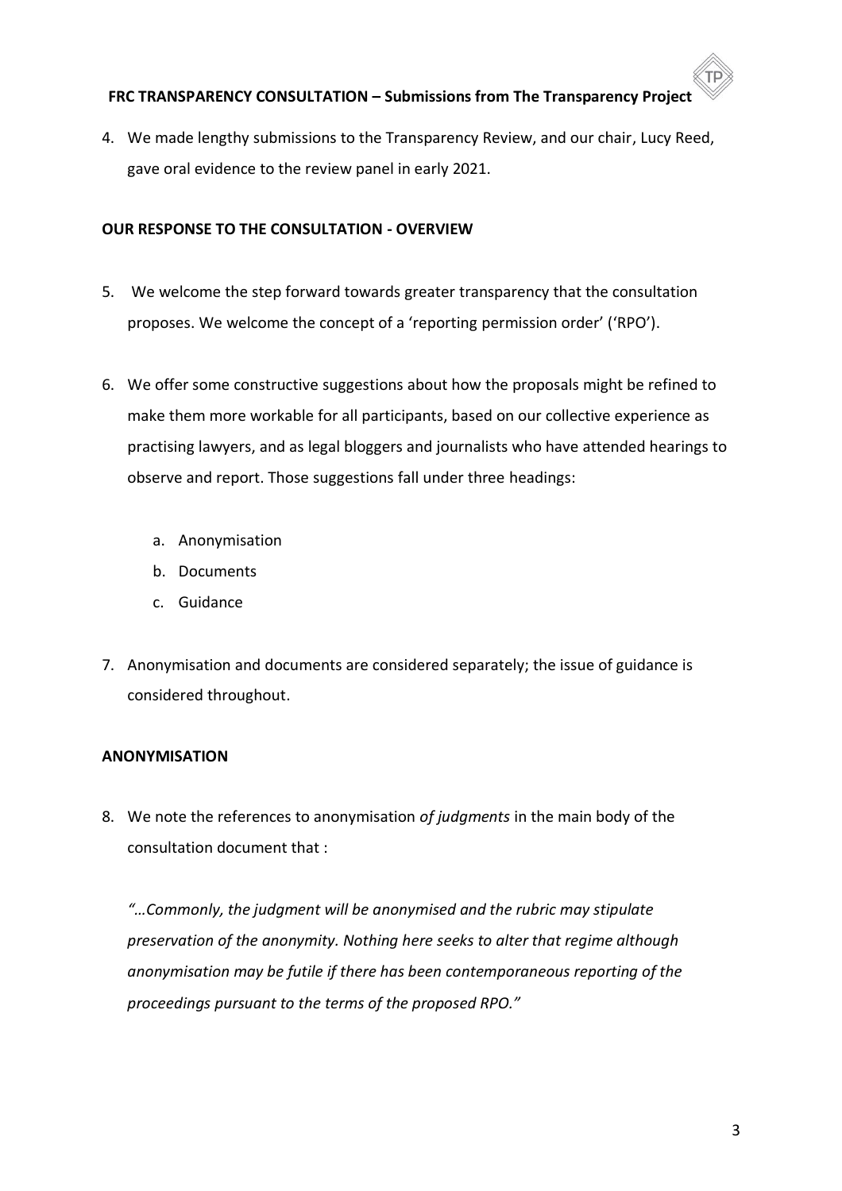4. We made lengthy submissions to the Transparency Review, and our chair, Lucy Reed, gave oral evidence to the review panel in early 2021.

## OUR RESPONSE TO THE CONSULTATION - OVERVIEW

5. We welcome the step forward towards greater transparency that the consultation proposes. We welcome the concept of a 'reporting permission order' ('RPO').

6. We offer some constructive suggestions about how the proposals might be refined to make them more workable for all participants, based on our collective experience as practising lawyers, and as legal bloggers and journalists who have attended hearings to observe and report. Those suggestions fall under three headings:

   a. Anonymisation
   b. Documents
   c. Guidance

7. Anonymisation and documents are considered separately; the issue of guidance is considered throughout.

## ANONYMISATION

8. We note the references to anonymisation *of judgments* in the main body of the consultation document that :

   *"…Commonly, the judgment will be anonymised and the rubric may stipulate preservation of the anonymity. Nothing here seeks to alter that regime although anonymisation may be futile if there has been contemporaneous reporting of the proceedings pursuant to the terms of the proposed RPO."*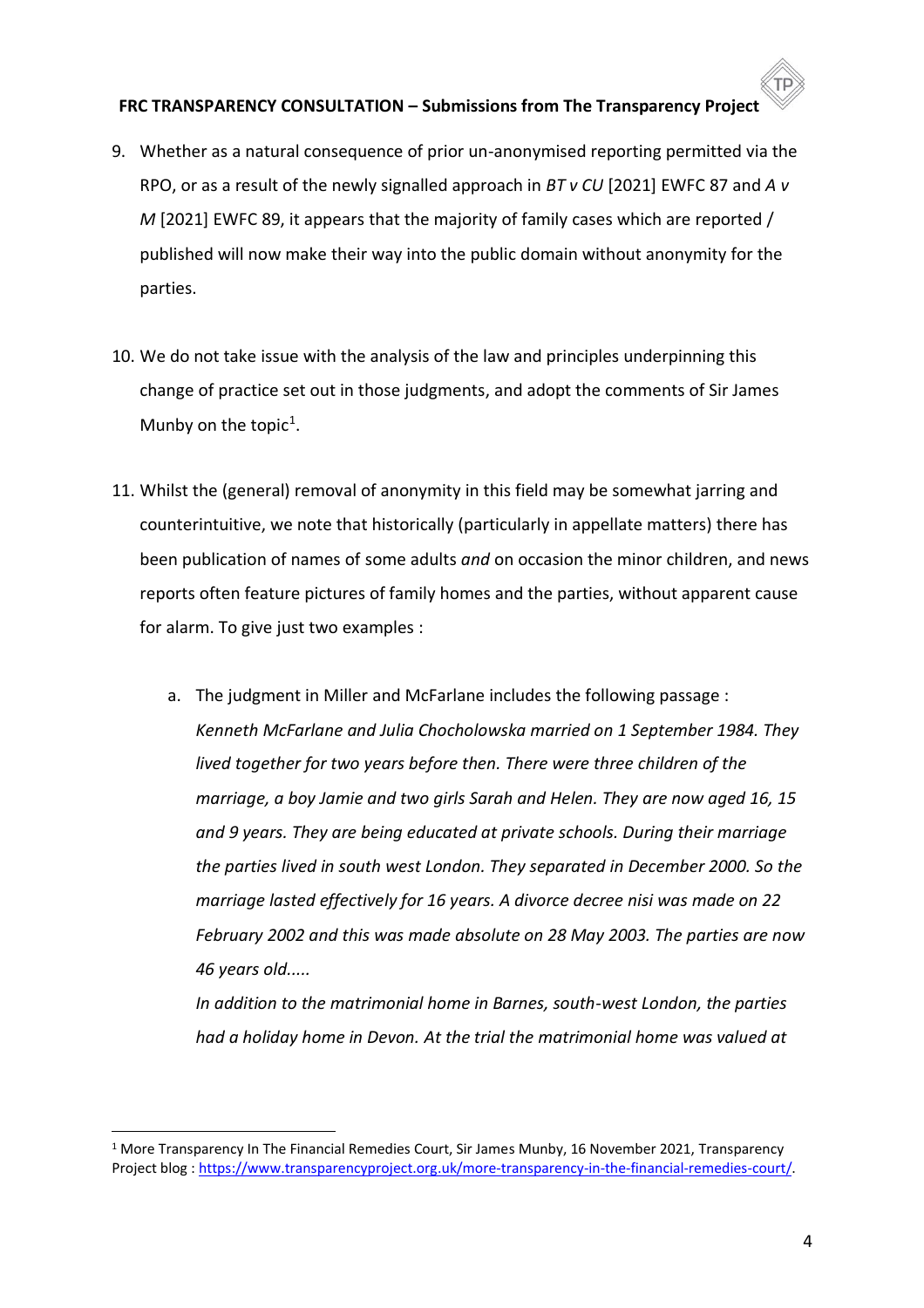9. Whether as a natural consequence of prior un-anonymised reporting permitted via the RPO, or as a result of the newly signalled approach in *BT v CU* [2021] EWFC 87 and *A v M* [2021] EWFC 89, it appears that the majority of family cases which are reported / published will now make their way into the public domain without anonymity for the parties.

10. We do not take issue with the analysis of the law and principles underpinning this change of practice set out in those judgments, and adopt the comments of Sir James Munby on the topic[1].

11. Whilst the (general) removal of anonymity in this field may be somewhat jarring and counterintuitive, we note that historically (particularly in appellate matters) there has been publication of names of some adults *and* on occasion the minor children, and news reports often feature pictures of family homes and the parties, without apparent cause for alarm. To give just two examples :

    a. The judgment in Miller and McFarlane includes the following passage :
    *Kenneth McFarlane and Julia Chocholowska married on 1 September 1984. They lived together for two years before then. There were three children of the marriage, a boy Jamie and two girls Sarah and Helen. They are now aged 16, 15 and 9 years. They are being educated at private schools. During their marriage the parties lived in south west London. They separated in December 2000. So the marriage lasted effectively for 16 years. A divorce decree nisi was made on 22 February 2002 and this was made absolute on 28 May 2003. The parties are now 46 years old.....*
    *In addition to the matrimonial home in Barnes, south-west London, the parties had a holiday home in Devon. At the trial the matrimonial home was valued at*

---

[1] More Transparency In The Financial Remedies Court, Sir James Munby, 16 November 2021, Transparency Project blog : https://www.transparencyproject.org.uk/more-transparency-in-the-financial-remedies-court/.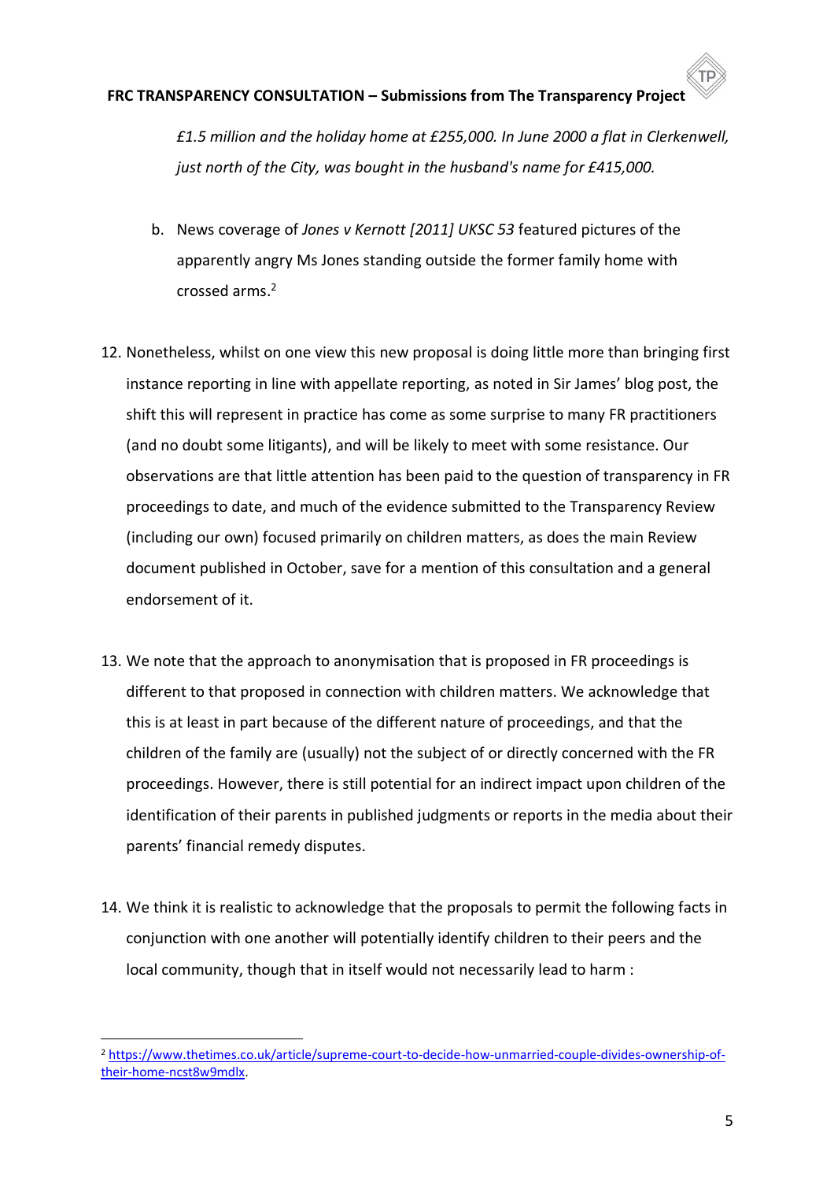*£1.5 million and the holiday home at £255,000. In June 2000 a flat in Clerkenwell, just north of the City, was bought in the husband's name for £415,000.*

b. News coverage of *Jones v Kernott [2011] UKSC 53* featured pictures of the apparently angry Ms Jones standing outside the former family home with crossed arms.[2]

12. Nonetheless, whilst on one view this new proposal is doing little more than bringing first instance reporting in line with appellate reporting, as noted in Sir James' blog post, the shift this will represent in practice has come as some surprise to many FR practitioners (and no doubt some litigants), and will be likely to meet with some resistance. Our observations are that little attention has been paid to the question of transparency in FR proceedings to date, and much of the evidence submitted to the Transparency Review (including our own) focused primarily on children matters, as does the main Review document published in October, save for a mention of this consultation and a general endorsement of it.

13. We note that the approach to anonymisation that is proposed in FR proceedings is different to that proposed in connection with children matters. We acknowledge that this is at least in part because of the different nature of proceedings, and that the children of the family are (usually) not the subject of or directly concerned with the FR proceedings. However, there is still potential for an indirect impact upon children of the identification of their parents in published judgments or reports in the media about their parents' financial remedy disputes.

14. We think it is realistic to acknowledge that the proposals to permit the following facts in conjunction with one another will potentially identify children to their peers and the local community, though that in itself would not necessarily lead to harm :

---

[2] https://www.thetimes.co.uk/article/supreme-court-to-decide-how-unmarried-couple-divides-ownership-of-their-home-ncst8w9mdlx.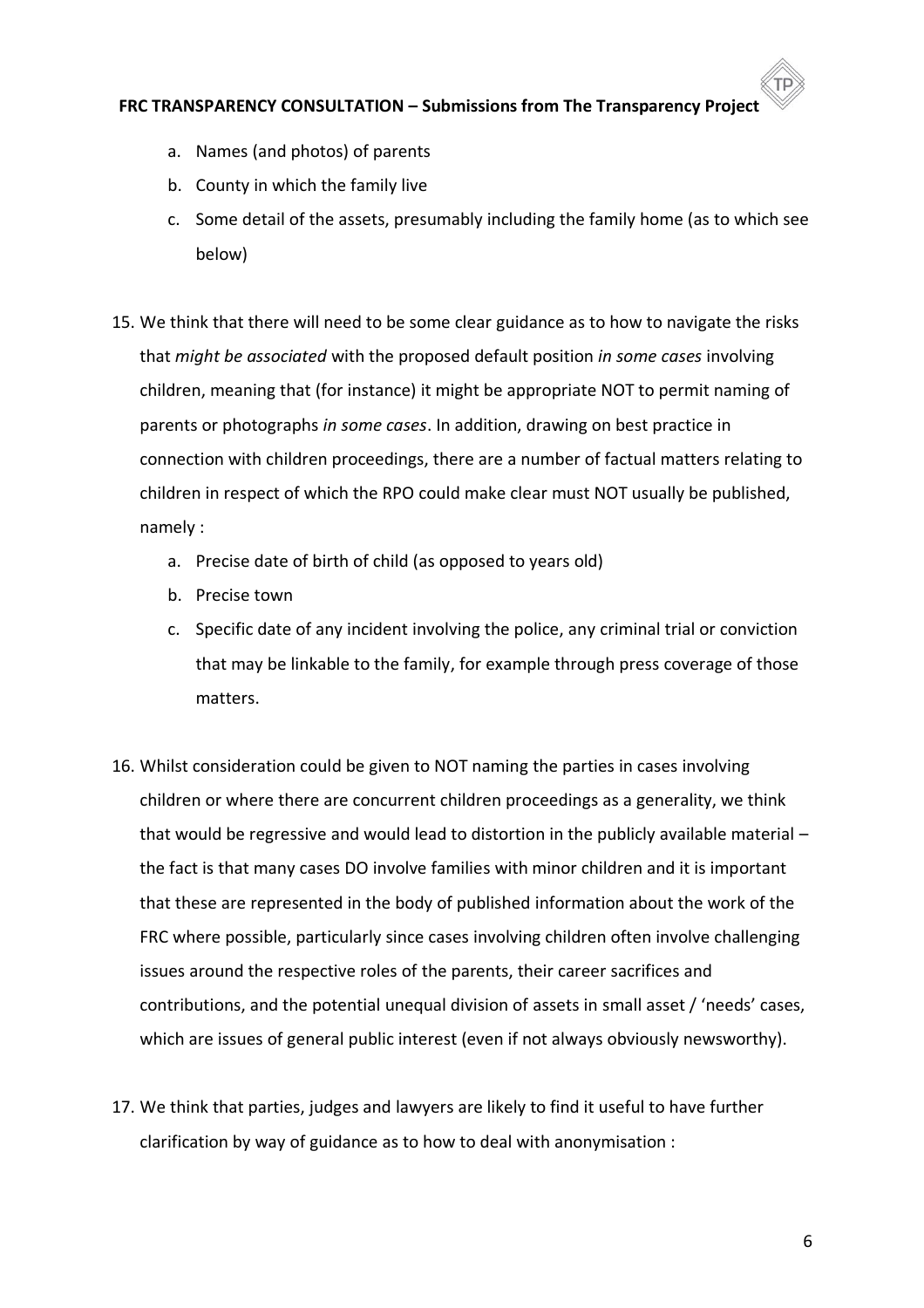a. Names (and photos) of parents
b. County in which the family live
c. Some detail of the assets, presumably including the family home (as to which see below)

15. We think that there will need to be some clear guidance as to how to navigate the risks that *might be associated* with the proposed default position *in some cases* involving children, meaning that (for instance) it might be appropriate NOT to permit naming of parents or photographs *in some cases*. In addition, drawing on best practice in connection with children proceedings, there are a number of factual matters relating to children in respect of which the RPO could make clear must NOT usually be published, namely :
    a. Precise date of birth of child (as opposed to years old)
    b. Precise town
    c. Specific date of any incident involving the police, any criminal trial or conviction that may be linkable to the family, for example through press coverage of those matters.

16. Whilst consideration could be given to NOT naming the parties in cases involving children or where there are concurrent children proceedings as a generality, we think that would be regressive and would lead to distortion in the publicly available material – the fact is that many cases DO involve families with minor children and it is important that these are represented in the body of published information about the work of the FRC where possible, particularly since cases involving children often involve challenging issues around the respective roles of the parents, their career sacrifices and contributions, and the potential unequal division of assets in small asset / 'needs' cases, which are issues of general public interest (even if not always obviously newsworthy).

17. We think that parties, judges and lawyers are likely to find it useful to have further clarification by way of guidance as to how to deal with anonymisation :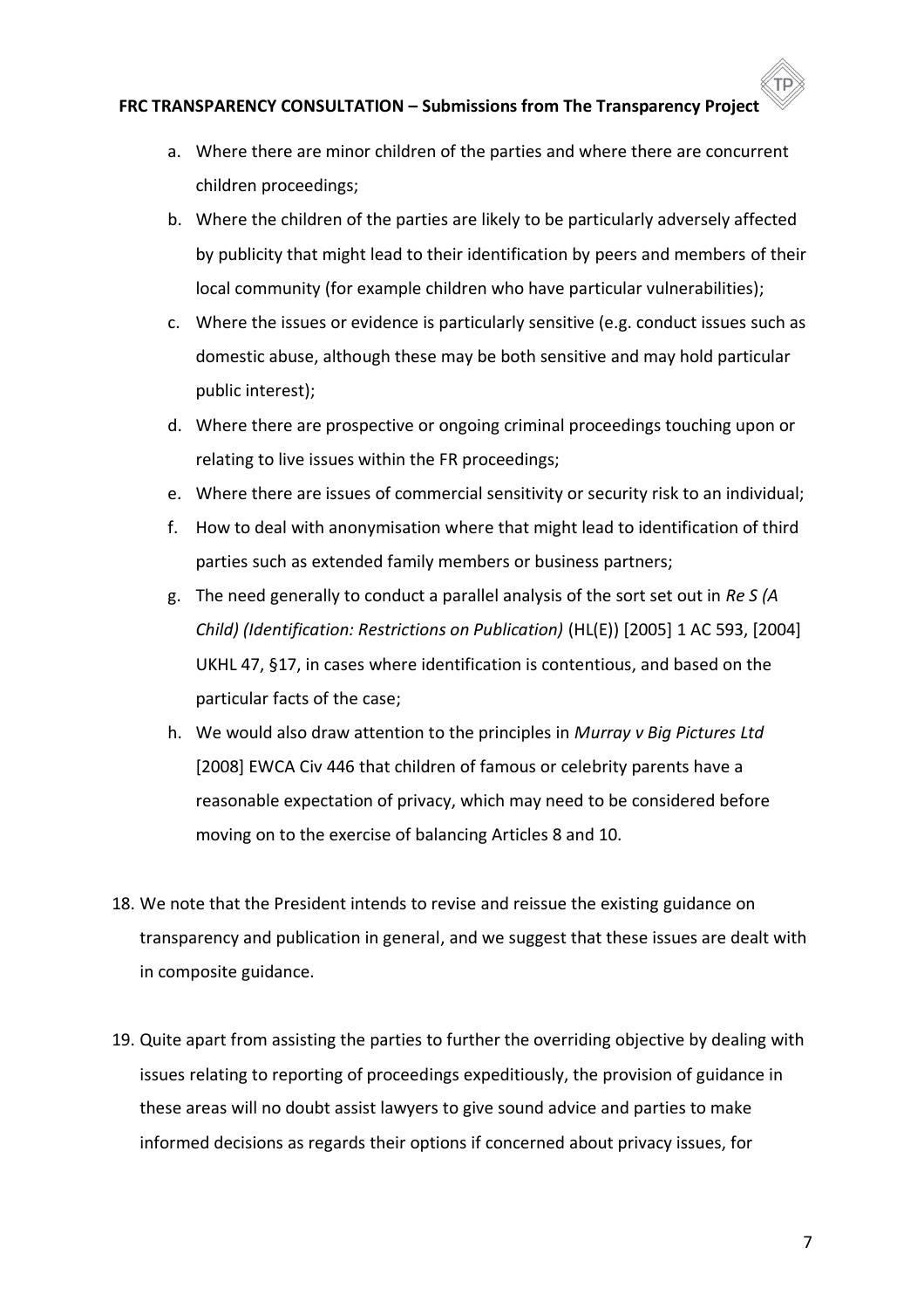a. Where there are minor children of the parties and where there are concurrent children proceedings;
b. Where the children of the parties are likely to be particularly adversely affected by publicity that might lead to their identification by peers and members of their local community (for example children who have particular vulnerabilities);
c. Where the issues or evidence is particularly sensitive (e.g. conduct issues such as domestic abuse, although these may be both sensitive and may hold particular public interest);
d. Where there are prospective or ongoing criminal proceedings touching upon or relating to live issues within the FR proceedings;
e. Where there are issues of commercial sensitivity or security risk to an individual;
f. How to deal with anonymisation where that might lead to identification of third parties such as extended family members or business partners;
g. The need generally to conduct a parallel analysis of the sort set out in *Re S (A Child) (Identification: Restrictions on Publication)* (HL(E)) [2005] 1 AC 593, [2004] UKHL 47, §17, in cases where identification is contentious, and based on the particular facts of the case;
h. We would also draw attention to the principles in *Murray v Big Pictures Ltd* [2008] EWCA Civ 446 that children of famous or celebrity parents have a reasonable expectation of privacy, which may need to be considered before moving on to the exercise of balancing Articles 8 and 10.

18. We note that the President intends to revise and reissue the existing guidance on transparency and publication in general, and we suggest that these issues are dealt with in composite guidance.

19. Quite apart from assisting the parties to further the overriding objective by dealing with issues relating to reporting of proceedings expeditiously, the provision of guidance in these areas will no doubt assist lawyers to give sound advice and parties to make informed decisions as regards their options if concerned about privacy issues, for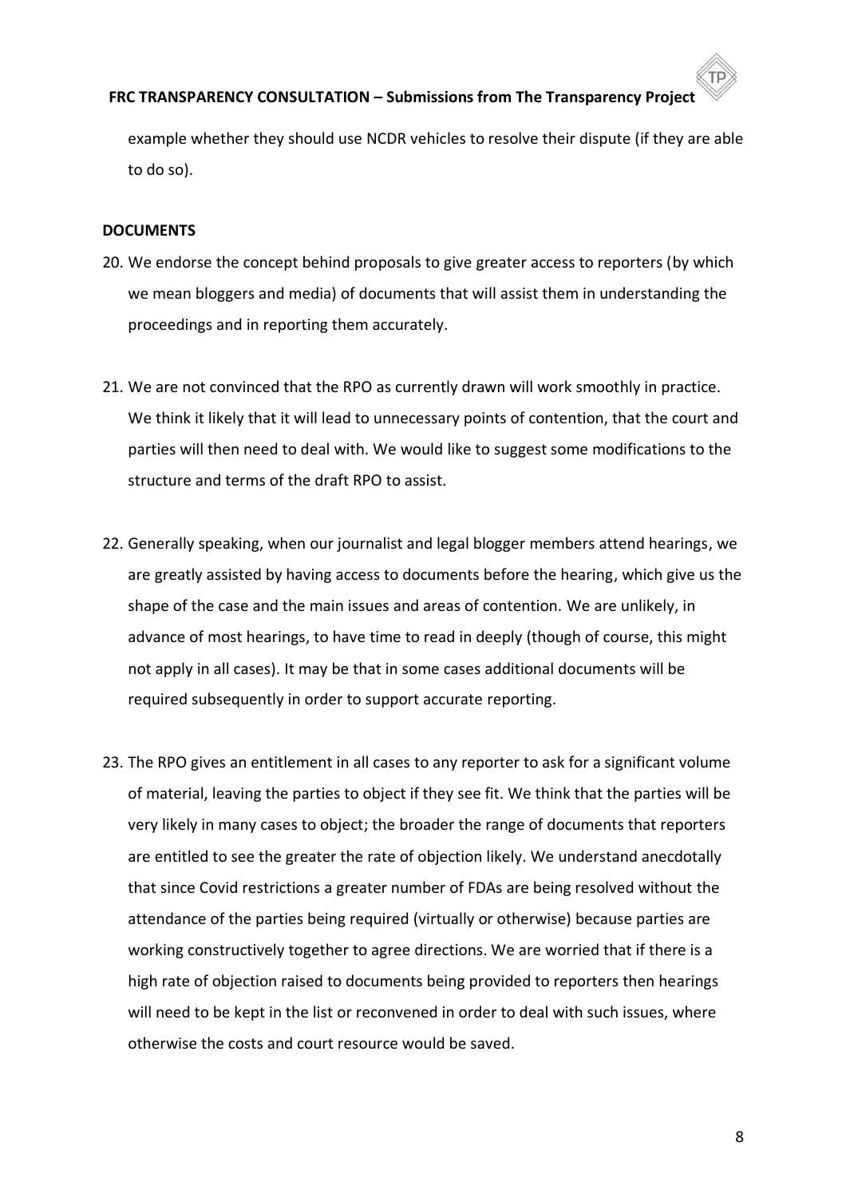example whether they should use NCDR vehicles to resolve their dispute (if they are able to do so).

**DOCUMENTS**

20. We endorse the concept behind proposals to give greater access to reporters (by which we mean bloggers and media) of documents that will assist them in understanding the proceedings and in reporting them accurately.

21. We are not convinced that the RPO as currently drawn will work smoothly in practice. We think it likely that it will lead to unnecessary points of contention, that the court and parties will then need to deal with. We would like to suggest some modifications to the structure and terms of the draft RPO to assist.

22. Generally speaking, when our journalist and legal blogger members attend hearings, we are greatly assisted by having access to documents before the hearing, which give us the shape of the case and the main issues and areas of contention. We are unlikely, in advance of most hearings, to have time to read in deeply (though of course, this might not apply in all cases). It may be that in some cases additional documents will be required subsequently in order to support accurate reporting.

23. The RPO gives an entitlement in all cases to any reporter to ask for a significant volume of material, leaving the parties to object if they see fit. We think that the parties will be very likely in many cases to object; the broader the range of documents that reporters are entitled to see the greater the rate of objection likely. We understand anecdotally that since Covid restrictions a greater number of FDAs are being resolved without the attendance of the parties being required (virtually or otherwise) because parties are working constructively together to agree directions. We are worried that if there is a high rate of objection raised to documents being provided to reporters then hearings will need to be kept in the list or reconvened in order to deal with such issues, where otherwise the costs and court resource would be saved.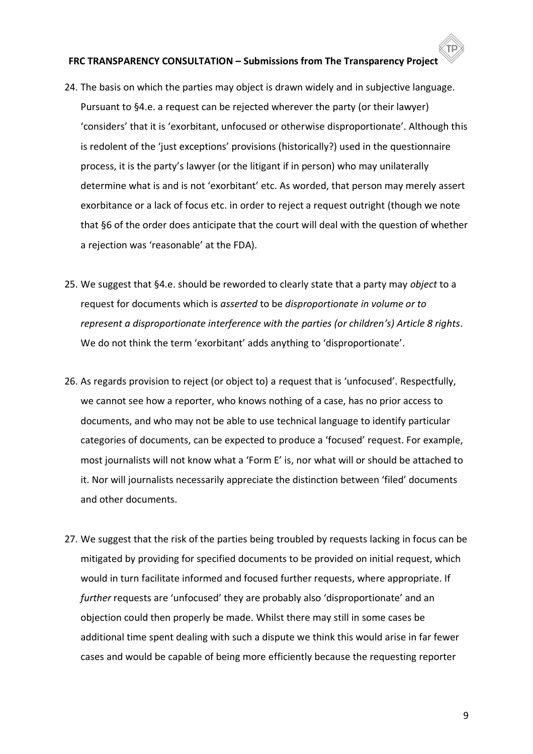24. The basis on which the parties may object is drawn widely and in subjective language. Pursuant to §4.e. a request can be rejected wherever the party (or their lawyer) 'considers' that it is 'exorbitant, unfocused or otherwise disproportionate'. Although this is redolent of the 'just exceptions' provisions (historically?) used in the questionnaire process, it is the party's lawyer (or the litigant if in person) who may unilaterally determine what is and is not 'exorbitant' etc. As worded, that person may merely assert exorbitance or a lack of focus etc. in order to reject a request outright (though we note that §6 of the order does anticipate that the court will deal with the question of whether a rejection was 'reasonable' at the FDA).

25. We suggest that §4.e. should be reworded to clearly state that a party may *object* to a request for documents which is *asserted* to be *disproportionate in volume or to represent a disproportionate interference with the parties (or children's) Article 8 rights*. We do not think the term 'exorbitant' adds anything to 'disproportionate'.

26. As regards provision to reject (or object to) a request that is 'unfocused'. Respectfully, we cannot see how a reporter, who knows nothing of a case, has no prior access to documents, and who may not be able to use technical language to identify particular categories of documents, can be expected to produce a 'focused' request. For example, most journalists will not know what a 'Form E' is, nor what will or should be attached to it. Nor will journalists necessarily appreciate the distinction between 'filed' documents and other documents.

27. We suggest that the risk of the parties being troubled by requests lacking in focus can be mitigated by providing for specified documents to be provided on initial request, which would in turn facilitate informed and focused further requests, where appropriate. If *further* requests are 'unfocused' they are probably also 'disproportionate' and an objection could then properly be made. Whilst there may still in some cases be additional time spent dealing with such a dispute we think this would arise in far fewer cases and would be capable of being more efficiently because the requesting reporter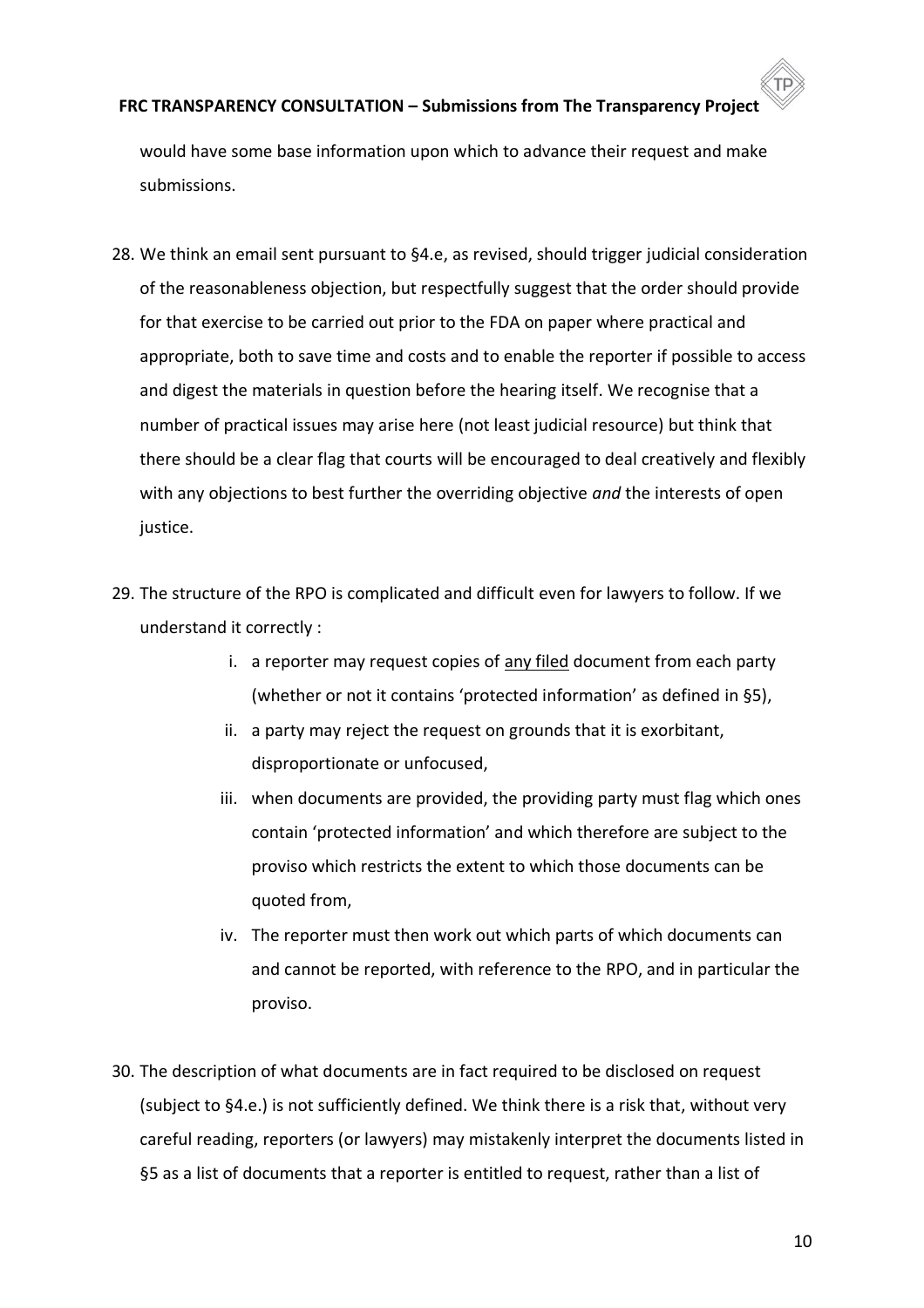would have some base information upon which to advance their request and make submissions.

28. We think an email sent pursuant to §4.e, as revised, should trigger judicial consideration of the reasonableness objection, but respectfully suggest that the order should provide for that exercise to be carried out prior to the FDA on paper where practical and appropriate, both to save time and costs and to enable the reporter if possible to access and digest the materials in question before the hearing itself. We recognise that a number of practical issues may arise here (not least judicial resource) but think that there should be a clear flag that courts will be encouraged to deal creatively and flexibly with any objections to best further the overriding objective *and* the interests of open justice.

29. The structure of the RPO is complicated and difficult even for lawyers to follow. If we understand it correctly :

    i. a reporter may request copies of <u>any filed</u> document from each party (whether or not it contains 'protected information' as defined in §5),

    ii. a party may reject the request on grounds that it is exorbitant, disproportionate or unfocused,

    iii. when documents are provided, the providing party must flag which ones contain 'protected information' and which therefore are subject to the proviso which restricts the extent to which those documents can be quoted from,

    iv. The reporter must then work out which parts of which documents can and cannot be reported, with reference to the RPO, and in particular the proviso.

30. The description of what documents are in fact required to be disclosed on request (subject to §4.e.) is not sufficiently defined. We think there is a risk that, without very careful reading, reporters (or lawyers) may mistakenly interpret the documents listed in §5 as a list of documents that a reporter is entitled to request, rather than a list of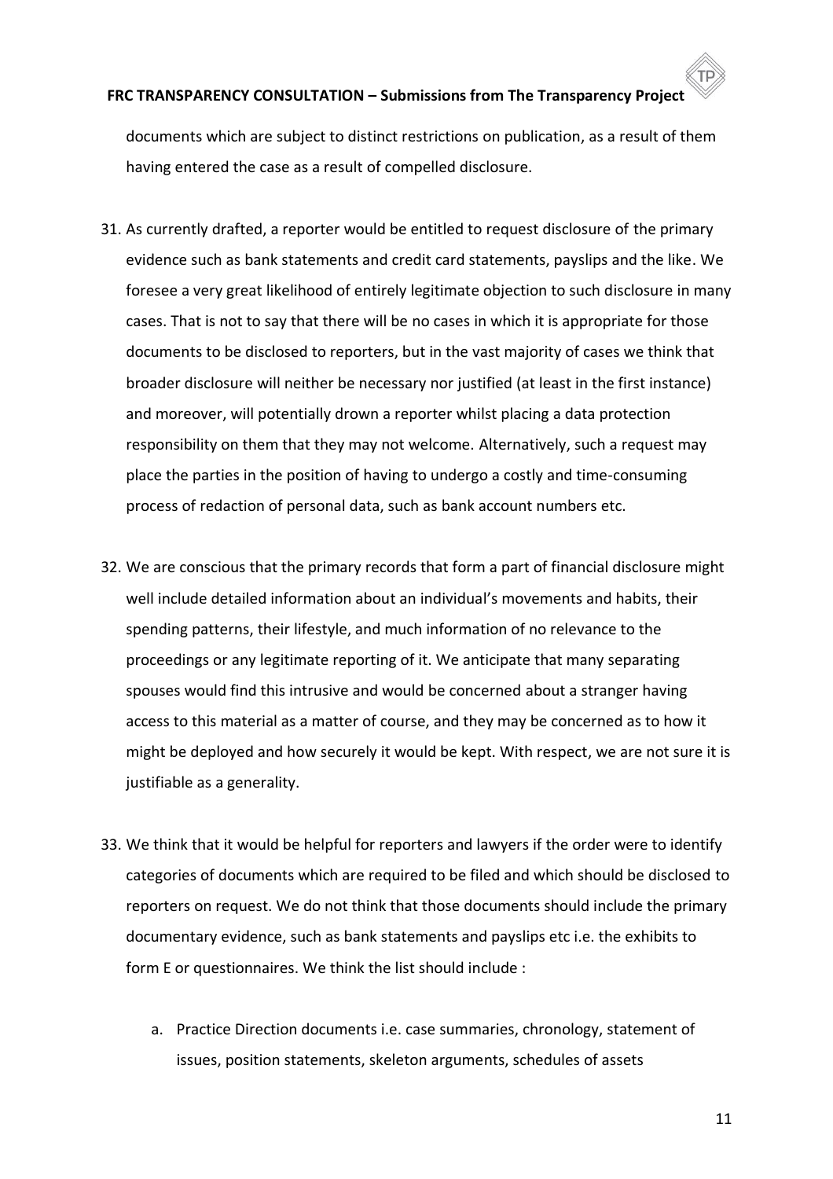documents which are subject to distinct restrictions on publication, as a result of them having entered the case as a result of compelled disclosure.

31. As currently drafted, a reporter would be entitled to request disclosure of the primary evidence such as bank statements and credit card statements, payslips and the like. We foresee a very great likelihood of entirely legitimate objection to such disclosure in many cases. That is not to say that there will be no cases in which it is appropriate for those documents to be disclosed to reporters, but in the vast majority of cases we think that broader disclosure will neither be necessary nor justified (at least in the first instance) and moreover, will potentially drown a reporter whilst placing a data protection responsibility on them that they may not welcome. Alternatively, such a request may place the parties in the position of having to undergo a costly and time-consuming process of redaction of personal data, such as bank account numbers etc.

32. We are conscious that the primary records that form a part of financial disclosure might well include detailed information about an individual's movements and habits, their spending patterns, their lifestyle, and much information of no relevance to the proceedings or any legitimate reporting of it. We anticipate that many separating spouses would find this intrusive and would be concerned about a stranger having access to this material as a matter of course, and they may be concerned as to how it might be deployed and how securely it would be kept. With respect, we are not sure it is justifiable as a generality.

33. We think that it would be helpful for reporters and lawyers if the order were to identify categories of documents which are required to be filed and which should be disclosed to reporters on request. We do not think that those documents should include the primary documentary evidence, such as bank statements and payslips etc i.e. the exhibits to form E or questionnaires. We think the list should include :

    a. Practice Direction documents i.e. case summaries, chronology, statement of issues, position statements, skeleton arguments, schedules of assets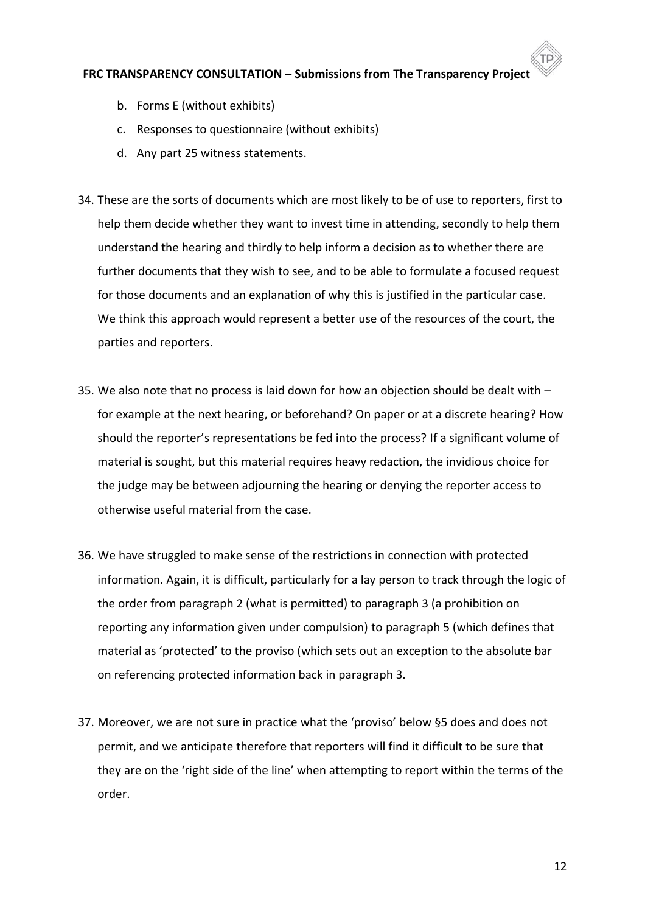b. Forms E (without exhibits)
c. Responses to questionnaire (without exhibits)
d. Any part 25 witness statements.

34. These are the sorts of documents which are most likely to be of use to reporters, first to help them decide whether they want to invest time in attending, secondly to help them understand the hearing and thirdly to help inform a decision as to whether there are further documents that they wish to see, and to be able to formulate a focused request for those documents and an explanation of why this is justified in the particular case. We think this approach would represent a better use of the resources of the court, the parties and reporters.

35. We also note that no process is laid down for how an objection should be dealt with – for example at the next hearing, or beforehand? On paper or at a discrete hearing? How should the reporter's representations be fed into the process? If a significant volume of material is sought, but this material requires heavy redaction, the invidious choice for the judge may be between adjourning the hearing or denying the reporter access to otherwise useful material from the case.

36. We have struggled to make sense of the restrictions in connection with protected information. Again, it is difficult, particularly for a lay person to track through the logic of the order from paragraph 2 (what is permitted) to paragraph 3 (a prohibition on reporting any information given under compulsion) to paragraph 5 (which defines that material as 'protected' to the proviso (which sets out an exception to the absolute bar on referencing protected information back in paragraph 3.

37. Moreover, we are not sure in practice what the 'proviso' below §5 does and does not permit, and we anticipate therefore that reporters will find it difficult to be sure that they are on the 'right side of the line' when attempting to report within the terms of the order.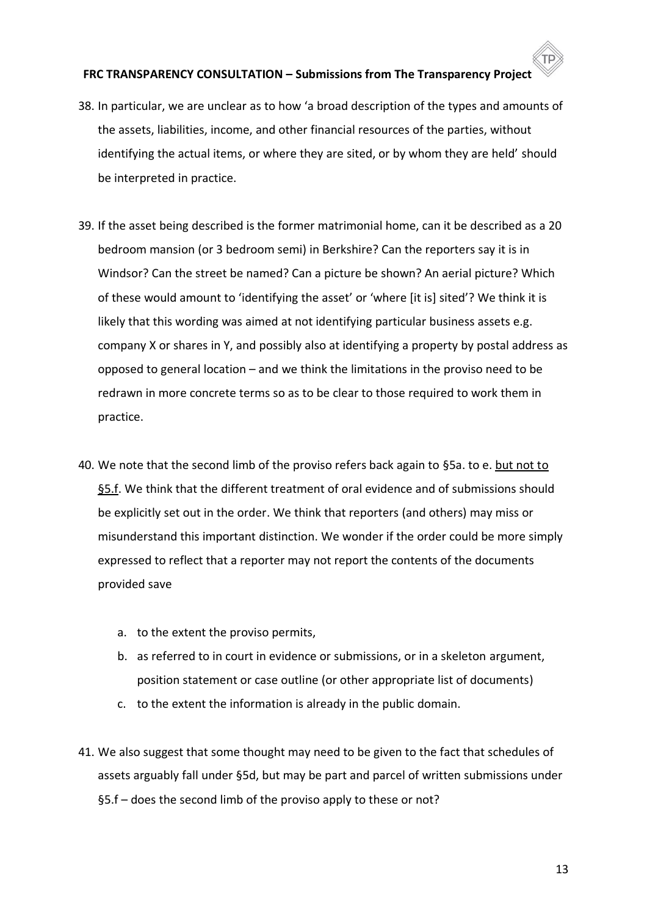38. In particular, we are unclear as to how 'a broad description of the types and amounts of the assets, liabilities, income, and other financial resources of the parties, without identifying the actual items, or where they are sited, or by whom they are held' should be interpreted in practice.

39. If the asset being described is the former matrimonial home, can it be described as a 20 bedroom mansion (or 3 bedroom semi) in Berkshire? Can the reporters say it is in Windsor? Can the street be named? Can a picture be shown? An aerial picture? Which of these would amount to 'identifying the asset' or 'where [it is] sited'? We think it is likely that this wording was aimed at not identifying particular business assets e.g. company X or shares in Y, and possibly also at identifying a property by postal address as opposed to general location – and we think the limitations in the proviso need to be redrawn in more concrete terms so as to be clear to those required to work them in practice.

40. We note that the second limb of the proviso refers back again to §5a. to e. <u>but not to §5.f</u>. We think that the different treatment of oral evidence and of submissions should be explicitly set out in the order. We think that reporters (and others) may miss or misunderstand this important distinction. We wonder if the order could be more simply expressed to reflect that a reporter may not report the contents of the documents provided save

    a. to the extent the proviso permits,
    b. as referred to in court in evidence or submissions, or in a skeleton argument, position statement or case outline (or other appropriate list of documents)
    c. to the extent the information is already in the public domain.

41. We also suggest that some thought may need to be given to the fact that schedules of assets arguably fall under §5d, but may be part and parcel of written submissions under §5.f – does the second limb of the proviso apply to these or not?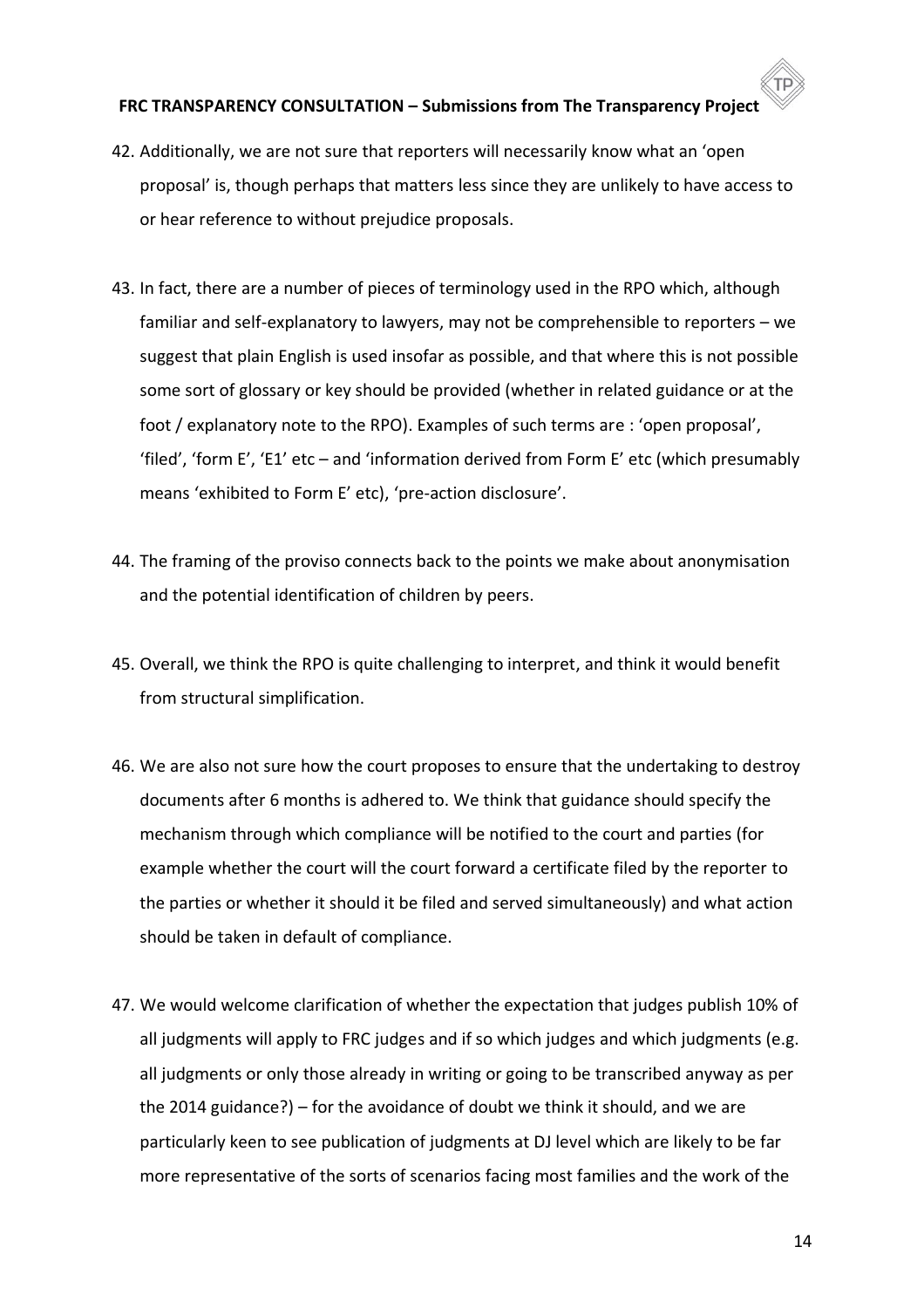42. Additionally, we are not sure that reporters will necessarily know what an 'open proposal' is, though perhaps that matters less since they are unlikely to have access to or hear reference to without prejudice proposals.

43. In fact, there are a number of pieces of terminology used in the RPO which, although familiar and self-explanatory to lawyers, may not be comprehensible to reporters – we suggest that plain English is used insofar as possible, and that where this is not possible some sort of glossary or key should be provided (whether in related guidance or at the foot / explanatory note to the RPO). Examples of such terms are : 'open proposal', 'filed', 'form E', 'E1' etc – and 'information derived from Form E' etc (which presumably means 'exhibited to Form E' etc), 'pre-action disclosure'.

44. The framing of the proviso connects back to the points we make about anonymisation and the potential identification of children by peers.

45. Overall, we think the RPO is quite challenging to interpret, and think it would benefit from structural simplification.

46. We are also not sure how the court proposes to ensure that the undertaking to destroy documents after 6 months is adhered to. We think that guidance should specify the mechanism through which compliance will be notified to the court and parties (for example whether the court will the court forward a certificate filed by the reporter to the parties or whether it should it be filed and served simultaneously) and what action should be taken in default of compliance.

47. We would welcome clarification of whether the expectation that judges publish 10% of all judgments will apply to FRC judges and if so which judges and which judgments (e.g. all judgments or only those already in writing or going to be transcribed anyway as per the 2014 guidance?) – for the avoidance of doubt we think it should, and we are particularly keen to see publication of judgments at DJ level which are likely to be far more representative of the sorts of scenarios facing most families and the work of the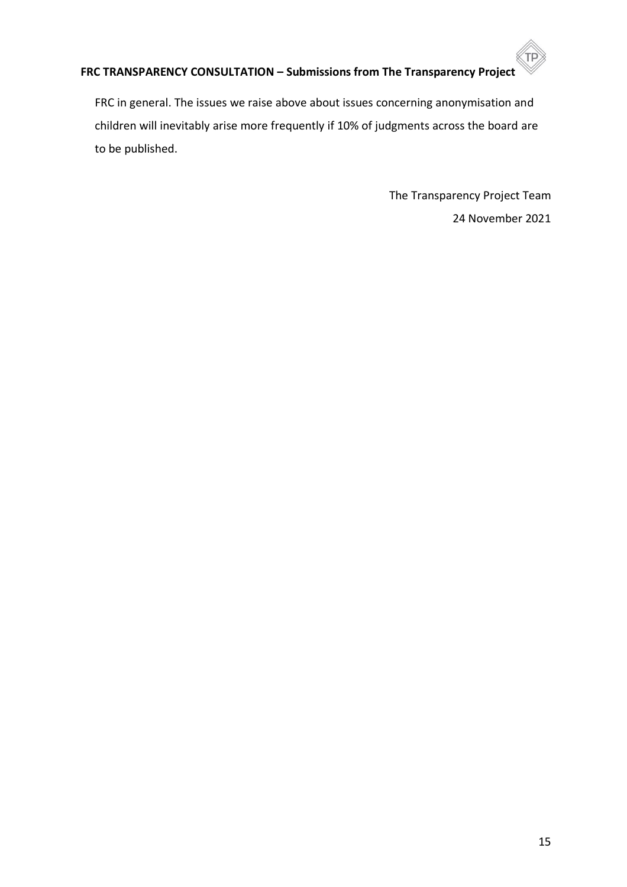FRC in general. The issues we raise above about issues concerning anonymisation and children will inevitably arise more frequently if 10% of judgments across the board are to be published.

The Transparency Project Team

24 November 2021